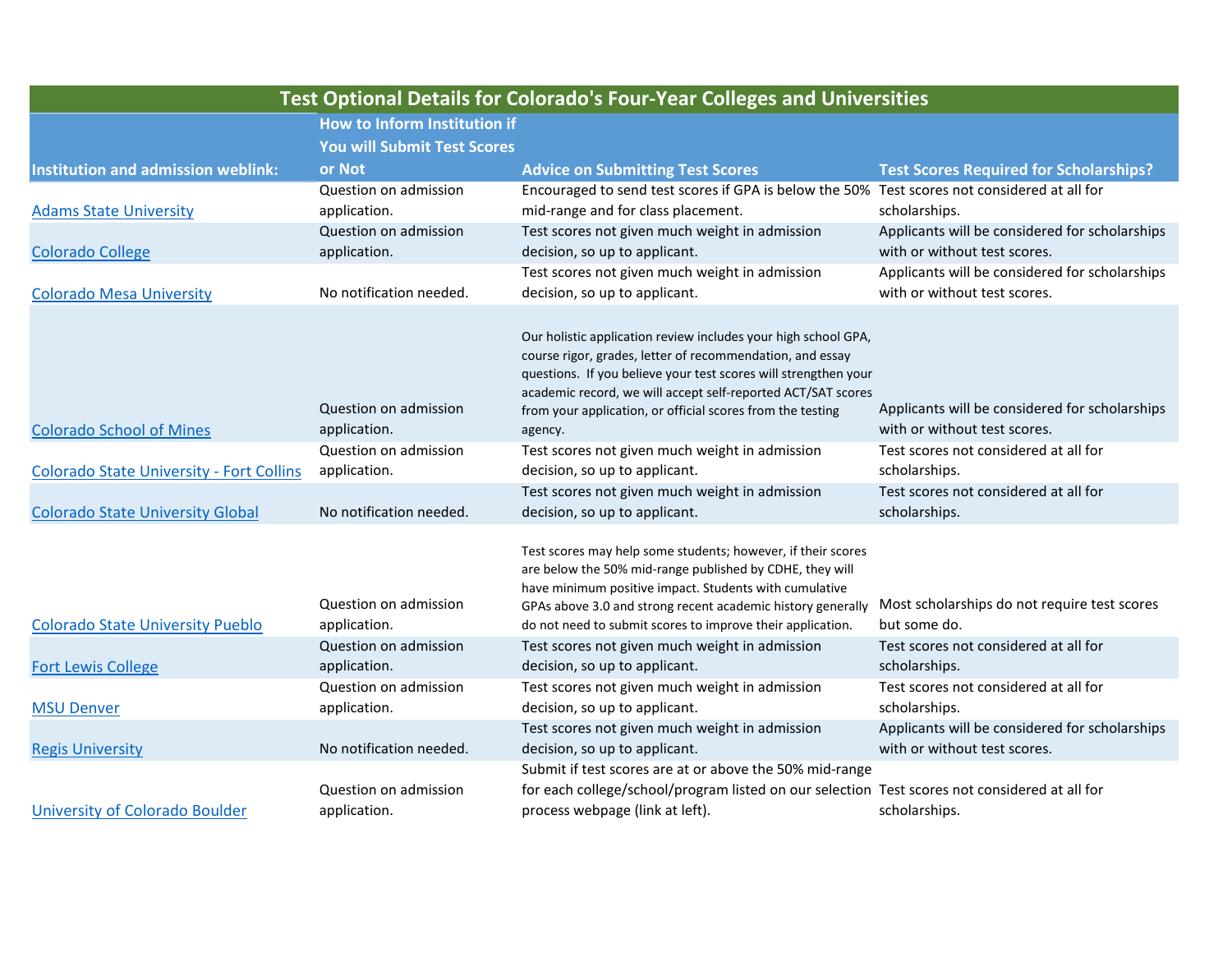# Test Optional Details for Colorado's Four-Year Colleges and Universities

| Institution and admission weblink: | How to Inform Institution if You will Submit Test Scores or Not | Advice on Submitting Test Scores | Test Scores Required for Scholarships? |
|---|---|---|---|
| Adams State University | Question on admission application. | Encouraged to send test scores if GPA is below the 50% mid-range and for class placement. | Test scores not considered at all for scholarships. |
| Colorado College | Question on admission application. | Test scores not given much weight in admission decision, so up to applicant. | Applicants will be considered for scholarships with or without test scores. |
| Colorado Mesa University | No notification needed. | Test scores not given much weight in admission decision, so up to applicant. | Applicants will be considered for scholarships with or without test scores. |
| Colorado School of Mines | Question on admission application. | Our holistic application review includes your high school GPA, course rigor, grades, letter of recommendation, and essay questions. If you believe your test scores will strengthen your academic record, we will accept self-reported ACT/SAT scores from your application, or official scores from the testing agency. | Applicants will be considered for scholarships with or without test scores. |
| Colorado State University - Fort Collins | Question on admission application. | Test scores not given much weight in admission decision, so up to applicant. | Test scores not considered at all for scholarships. |
| Colorado State University Global | No notification needed. | Test scores not given much weight in admission decision, so up to applicant. | Test scores not considered at all for scholarships. |
| Colorado State University Pueblo | Question on admission application. | Test scores may help some students; however, if their scores are below the 50% mid-range published by CDHE, they will have minimum positive impact. Students with cumulative GPAs above 3.0 and strong recent academic history generally do not need to submit scores to improve their application. | Most scholarships do not require test scores but some do. |
| Fort Lewis College | Question on admission application. | Test scores not given much weight in admission decision, so up to applicant. | Test scores not considered at all for scholarships. |
| MSU Denver | Question on admission application. | Test scores not given much weight in admission decision, so up to applicant. | Test scores not considered at all for scholarships. |
| Regis University | No notification needed. | Test scores not given much weight in admission decision, so up to applicant. | Applicants will be considered for scholarships with or without test scores. |
| University of Colorado Boulder | Question on admission application. | Submit if test scores are at or above the 50% mid-range for each college/school/program listed on our selection process webpage (link at left). | Test scores not considered at all for scholarships. |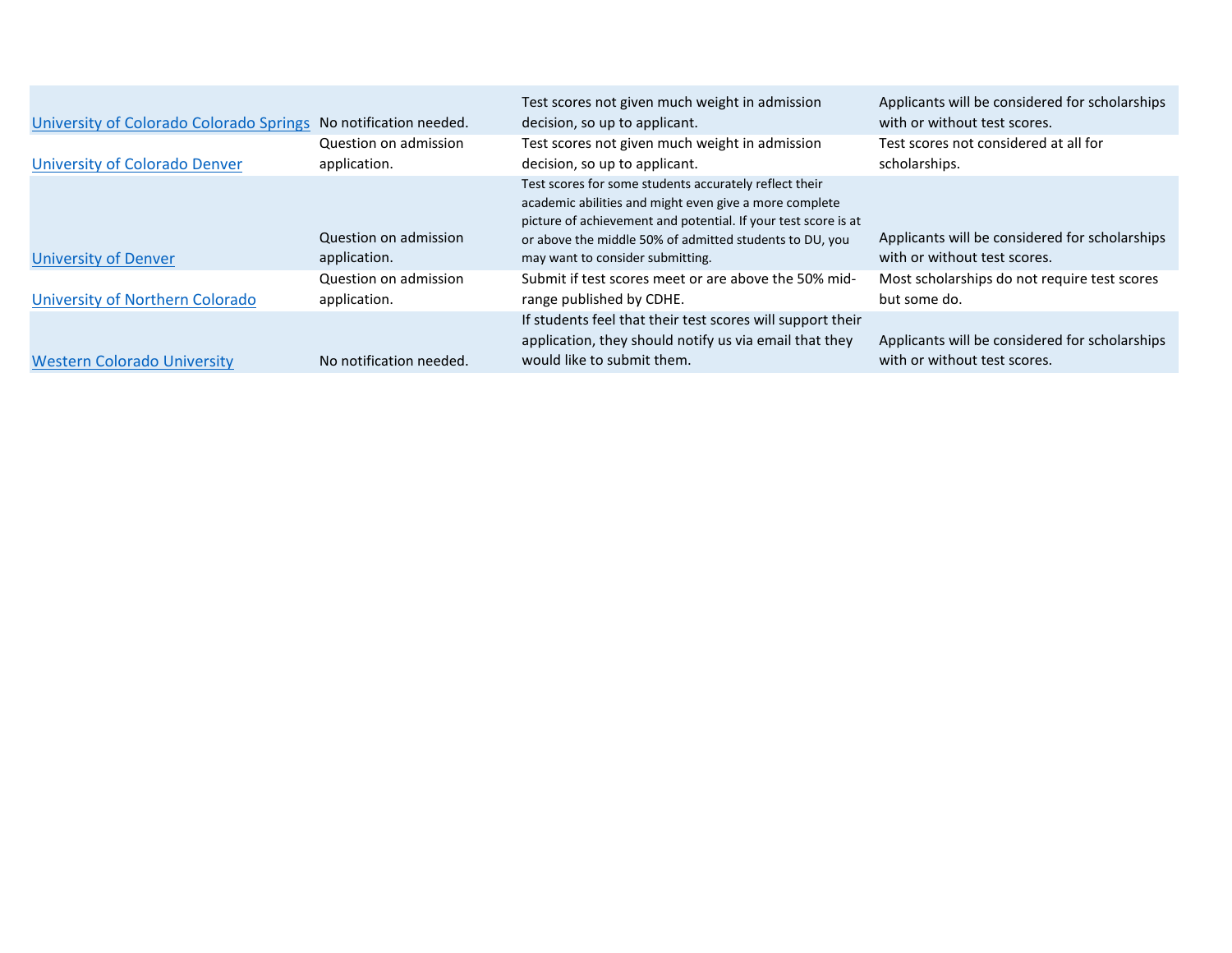| | | | |
|---|---|---|---|
| University of Colorado Colorado Springs | No notification needed. | Test scores not given much weight in admission decision, so up to applicant. | Applicants will be considered for scholarships with or without test scores. |
| University of Colorado Denver | Question on admission application. | Test scores not given much weight in admission decision, so up to applicant. | Test scores not considered at all for scholarships. |
| University of Denver | Question on admission application. | Test scores for some students accurately reflect their academic abilities and might even give a more complete picture of achievement and potential. If your test score is at or above the middle 50% of admitted students to DU, you may want to consider submitting. | Applicants will be considered for scholarships with or without test scores. |
| University of Northern Colorado | Question on admission application. | Submit if test scores meet or are above the 50% mid-range published by CDHE. | Most scholarships do not require test scores but some do. |
| Western Colorado University | No notification needed. | If students feel that their test scores will support their application, they should notify us via email that they would like to submit them. | Applicants will be considered for scholarships with or without test scores. |